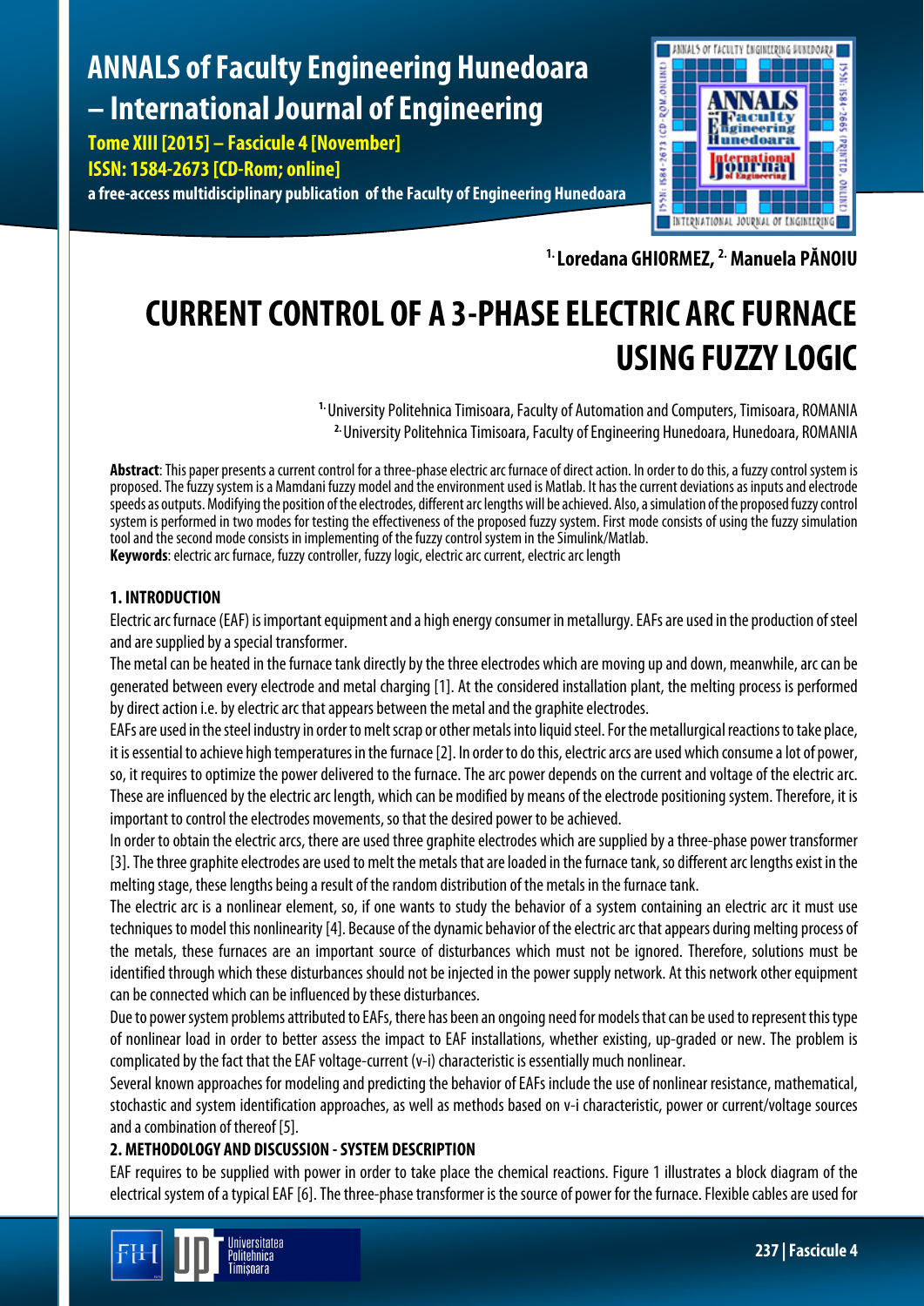# CURRENT CONTROL OF A 3-PHASE ELECTRIC ARC FURNACE USING FUZZY LOGIC

[1.] Loredana GHIORMEZ, [2.] Manuela PĂNOIU

[1.] University Politehnica Timisoara, Faculty of Automation and Computers, Timisoara, ROMANIA
[2.] University Politehnica Timisoara, Faculty of Engineering Hunedoara, Hunedoara, ROMANIA

**Abstract**: This paper presents a current control for a three-phase electric arc furnace of direct action. In order to do this, a fuzzy control system is proposed. The fuzzy system is a Mamdani fuzzy model and the environment used is Matlab. It has the current deviations as inputs and electrode speeds as outputs. Modifying the position of the electrodes, different arc lengths will be achieved. Also, a simulation of the proposed fuzzy control system is performed in two modes for testing the effectiveness of the proposed fuzzy system. First mode consists of using the fuzzy simulation tool and the second mode consists in implementing of the fuzzy control system in the Simulink/Matlab.
**Keywords**: electric arc furnace, fuzzy controller, fuzzy logic, electric arc current, electric arc length

## 1. INTRODUCTION

Electric arc furnace (EAF) is important equipment and a high energy consumer in metallurgy. EAFs are used in the production of steel and are supplied by a special transformer.

The metal can be heated in the furnace tank directly by the three electrodes which are moving up and down, meanwhile, arc can be generated between every electrode and metal charging [1]. At the considered installation plant, the melting process is performed by direct action i.e. by electric arc that appears between the metal and the graphite electrodes.

EAFs are used in the steel industry in order to melt scrap or other metals into liquid steel. For the metallurgical reactions to take place, it is essential to achieve high temperatures in the furnace [2]. In order to do this, electric arcs are used which consume a lot of power, so, it requires to optimize the power delivered to the furnace. The arc power depends on the current and voltage of the electric arc. These are influenced by the electric arc length, which can be modified by means of the electrode positioning system. Therefore, it is important to control the electrodes movements, so that the desired power to be achieved.

In order to obtain the electric arcs, there are used three graphite electrodes which are supplied by a three-phase power transformer [3]. The three graphite electrodes are used to melt the metals that are loaded in the furnace tank, so different arc lengths exist in the melting stage, these lengths being a result of the random distribution of the metals in the furnace tank.

The electric arc is a nonlinear element, so, if one wants to study the behavior of a system containing an electric arc it must use techniques to model this nonlinearity [4]. Because of the dynamic behavior of the electric arc that appears during melting process of the metals, these furnaces are an important source of disturbances which must not be ignored. Therefore, solutions must be identified through which these disturbances should not be injected in the power supply network. At this network other equipment can be connected which can be influenced by these disturbances.

Due to power system problems attributed to EAFs, there has been an ongoing need for models that can be used to represent this type of nonlinear load in order to better assess the impact to EAF installations, whether existing, up-graded or new. The problem is complicated by the fact that the EAF voltage-current (v-i) characteristic is essentially much nonlinear.

Several known approaches for modeling and predicting the behavior of EAFs include the use of nonlinear resistance, mathematical, stochastic and system identification approaches, as well as methods based on v-i characteristic, power or current/voltage sources and a combination of thereof [5].

## 2. METHODOLOGY AND DISCUSSION - SYSTEM DESCRIPTION

EAF requires to be supplied with power in order to take place the chemical reactions. Figure 1 illustrates a block diagram of the electrical system of a typical EAF [6]. The three-phase transformer is the source of power for the furnace. Flexible cables are used for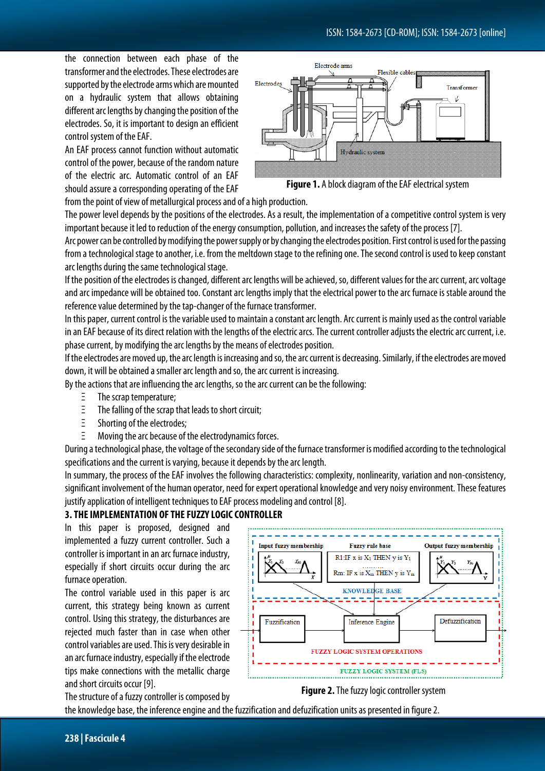the connection between each phase of the transformer and the electrodes. These electrodes are supported by the electrode arms which are mounted on a hydraulic system that allows obtaining different arc lengths by changing the position of the electrodes. So, it is important to design an efficient control system of the EAF.

An EAF process cannot function without automatic control of the power, because of the random nature of the electric arc. Automatic control of an EAF should assure a corresponding operating of the EAF from the point of view of metallurgical process and of a high production.

**Figure 1.** A block diagram of the EAF electrical system

The power level depends by the positions of the electrodes. As a result, the implementation of a competitive control system is very important because it led to reduction of the energy consumption, pollution, and increases the safety of the process [7].

Arc power can be controlled by modifying the power supply or by changing the electrodes position. First control is used for the passing from a technological stage to another, i.e. from the meltdown stage to the refining one. The second control is used to keep constant arc lengths during the same technological stage.

If the position of the electrodes is changed, different arc lengths will be achieved, so, different values for the arc current, arc voltage and arc impedance will be obtained too. Constant arc lengths imply that the electrical power to the arc furnace is stable around the reference value determined by the tap-changer of the furnace transformer.

In this paper, current control is the variable used to maintain a constant arc length. Arc current is mainly used as the control variable in an EAF because of its direct relation with the lengths of the electric arcs. The current controller adjusts the electric arc current, i.e. phase current, by modifying the arc lengths by the means of electrodes position.

If the electrodes are moved up, the arc length is increasing and so, the arc current is decreasing. Similarly, if the electrodes are moved down, it will be obtained a smaller arc length and so, the arc current is increasing.

By the actions that are influencing the arc lengths, so the arc current can be the following:

- The scrap temperature;
- The falling of the scrap that leads to short circuit;
- Shorting of the electrodes;
- Moving the arc because of the electrodynamics forces.

During a technological phase, the voltage of the secondary side of the furnace transformer is modified according to the technological specifications and the current is varying, because it depends by the arc length.

In summary, the process of the EAF involves the following characteristics: complexity, nonlinearity, variation and non-consistency, significant involvement of the human operator, need for expert operational knowledge and very noisy environment. These features justify application of intelligent techniques to EAF process modeling and control [8].

## 3. THE IMPLEMENTATION OF THE FUZZY LOGIC CONTROLLER

In this paper is proposed, designed and implemented a fuzzy current controller. Such a controller is important in an arc furnace industry, especially if short circuits occur during the arc furnace operation.

The control variable used in this paper is arc current, this strategy being known as current control. Using this strategy, the disturbances are rejected much faster than in case when other control variables are used. This is very desirable in an arc furnace industry, especially if the electrode tips make connections with the metallic charge and short circuits occur [9].

**Figure 2.** The fuzzy logic controller system

The structure of a fuzzy controller is composed by the knowledge base, the inference engine and the fuzzification and defuzzification units as presented in figure 2.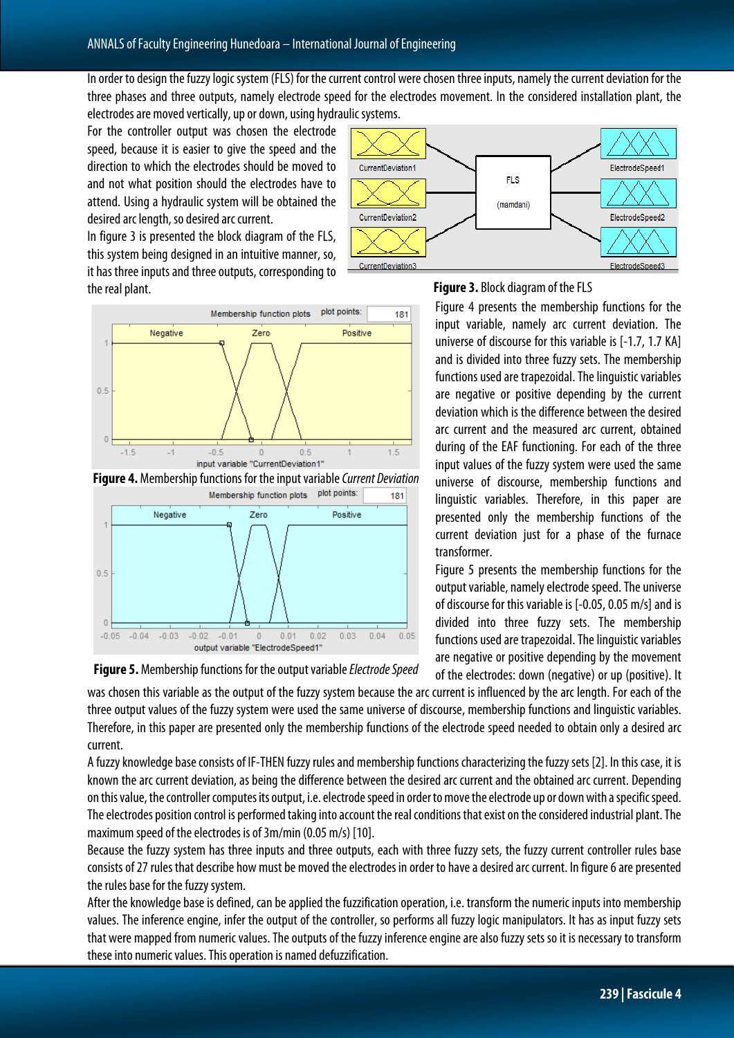In order to design the fuzzy logic system (FLS) for the current control were chosen three inputs, namely the current deviation for the three phases and three outputs, namely electrode speed for the electrodes movement. In the considered installation plant, the electrodes are moved vertically, up or down, using hydraulic systems.

For the controller output was chosen the electrode speed, because it is easier to give the speed and the direction to which the electrodes should be moved to and not what position should the electrodes have to attend. Using a hydraulic system will be obtained the desired arc length, so desired arc current.

In figure 3 is presented the block diagram of the FLS, this system being designed in an intuitive manner, so, it has three inputs and three outputs, corresponding to the real plant.

**Figure 3.** Block diagram of the FLS

**Figure 4.** Membership functions for the input variable *Current Deviation*

**Figure 5.** Membership functions for the output variable *Electrode Speed*

Figure 4 presents the membership functions for the input variable, namely arc current deviation. The universe of discourse for this variable is [-1.7, 1.7 KA] and is divided into three fuzzy sets. The membership functions used are trapezoidal. The linguistic variables are negative or positive depending by the current deviation which is the difference between the desired arc current and the measured arc current, obtained during of the EAF functioning. For each of the three input values of the fuzzy system were used the same universe of discourse, membership functions and linguistic variables. Therefore, in this paper are presented only the membership functions of the current deviation just for a phase of the furnace transformer.

Figure 5 presents the membership functions for the output variable, namely electrode speed. The universe of discourse for this variable is [-0.05, 0.05 m/s] and is divided into three fuzzy sets. The membership functions used are trapezoidal. The linguistic variables are negative or positive depending by the movement of the electrodes: down (negative) or up (positive). It was chosen this variable as the output of the fuzzy system because the arc current is influenced by the arc length. For each of the three output values of the fuzzy system were used the same universe of discourse, membership functions and linguistic variables. Therefore, in this paper are presented only the membership functions of the electrode speed needed to obtain only a desired arc current.

A fuzzy knowledge base consists of IF-THEN fuzzy rules and membership functions characterizing the fuzzy sets [2]. In this case, it is known the arc current deviation, as being the difference between the desired arc current and the obtained arc current. Depending on this value, the controller computes its output, i.e. electrode speed in order to move the electrode up or down with a specific speed. The electrodes position control is performed taking into account the real conditions that exist on the considered industrial plant. The maximum speed of the electrodes is of 3m/min (0.05 m/s) [10].

Because the fuzzy system has three inputs and three outputs, each with three fuzzy sets, the fuzzy current controller rules base consists of 27 rules that describe how must be moved the electrodes in order to have a desired arc current. In figure 6 are presented the rules base for the fuzzy system.

After the knowledge base is defined, can be applied the fuzzification operation, i.e. transform the numeric inputs into membership values. The inference engine, infer the output of the controller, so performs all fuzzy logic manipulators. It has as input fuzzy sets that were mapped from numeric values. The outputs of the fuzzy inference engine are also fuzzy sets so it is necessary to transform these into numeric values. This operation is named defuzzification.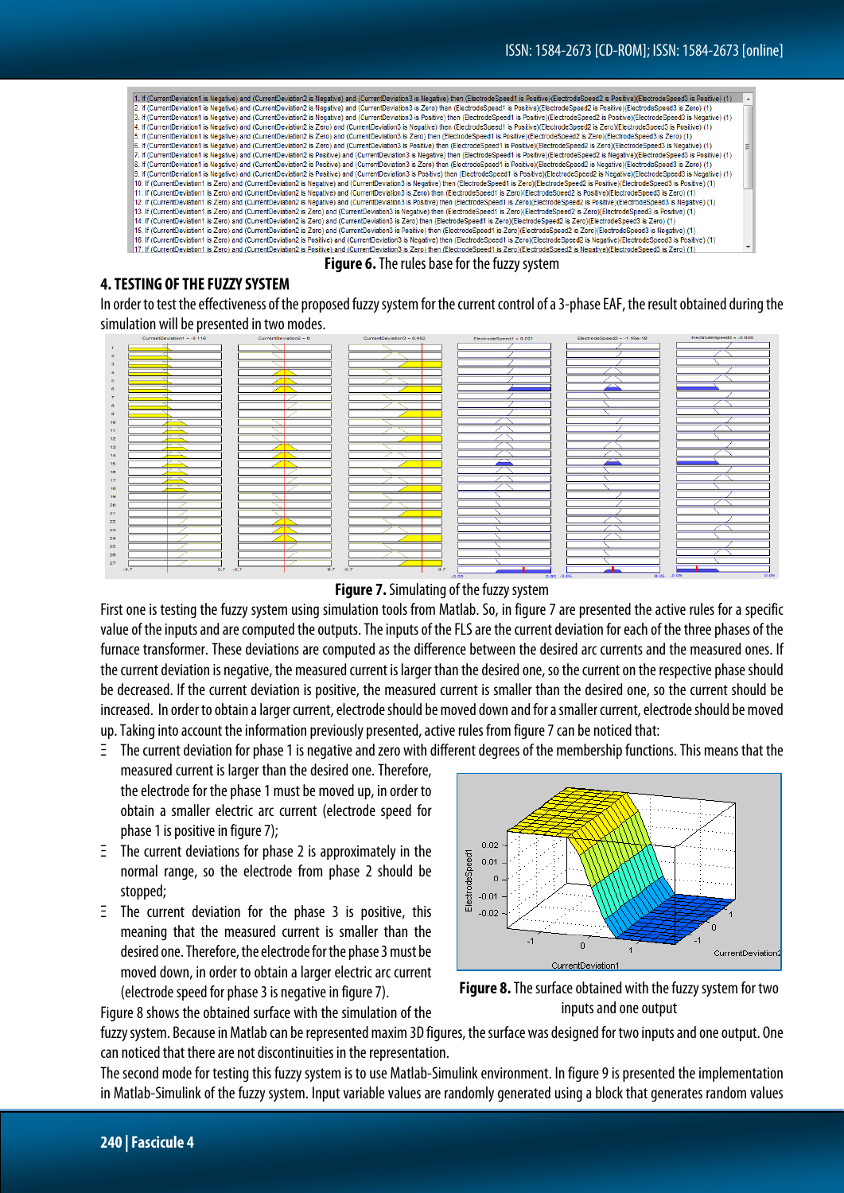1. If (CurrentDeviation1 is Negative) and (CurrentDeviation2 is Negative) and (CurrentDeviation3 is Negative) then (ElectrodeSpeed1 is Positive)(ElectrodeSpeed2 is Positive)(ElectrodeSpeed3 is Positive) (1)
2. If (CurrentDeviation1 is Negative) and (CurrentDeviation2 is Negative) and (CurrentDeviation3 is Zero) then (ElectrodeSpeed1 is Positive)(ElectrodeSpeed2 is Positive)(ElectrodeSpeed3 is Zero) (1)
3. If (CurrentDeviation1 is Negative) and (CurrentDeviation2 is Negative) and (CurrentDeviation3 is Positive) then (ElectrodeSpeed1 is Positive)(ElectrodeSpeed2 is Positive)(ElectrodeSpeed3 is Negative) (1)
4. If (CurrentDeviation1 is Negative) and (CurrentDeviation2 is Zero) and (CurrentDeviation3 is Negative) then (ElectrodeSpeed1 is Positive)(ElectrodeSpeed2 is Zero)(ElectrodeSpeed3 is Positive) (1)
5. If (CurrentDeviation1 is Negative) and (CurrentDeviation2 is Zero) and (CurrentDeviation3 is Zero) then (ElectrodeSpeed1 is Positive)(ElectrodeSpeed2 is Zero)(ElectrodeSpeed3 is Zero) (1)
6. If (CurrentDeviation1 is Negative) and (CurrentDeviation2 is Zero) and (CurrentDeviation3 is Positive) then (ElectrodeSpeed1 is Positive)(ElectrodeSpeed2 is Zero)(ElectrodeSpeed3 is Negative) (1)
7. If (CurrentDeviation1 is Negative) and (CurrentDeviation2 is Positive) and (CurrentDeviation3 is Negative) then (ElectrodeSpeed1 is Positive)(ElectrodeSpeed2 is Negative)(ElectrodeSpeed3 is Positive) (1)
8. If (CurrentDeviation1 is Negative) and (CurrentDeviation2 is Positive) and (CurrentDeviation3 is Zero) then (ElectrodeSpeed1 is Positive)(ElectrodeSpeed2 is Negative)(ElectrodeSpeed3 is Zero) (1)
9. If (CurrentDeviation1 is Negative) and (CurrentDeviation2 is Positive) and (CurrentDeviation3 is Positive) then (ElectrodeSpeed1 is Positive)(ElectrodeSpeed2 is Negative)(ElectrodeSpeed3 is Negative) (1)
10. If (CurrentDeviation1 is Zero) and (CurrentDeviation2 is Negative) and (CurrentDeviation3 is Negative) then (ElectrodeSpeed1 is Zero)(ElectrodeSpeed2 is Positive)(ElectrodeSpeed3 is Positive) (1)
11. If (CurrentDeviation1 is Zero) and (CurrentDeviation2 is Negative) and (CurrentDeviation3 is Zero) then (ElectrodeSpeed1 is Zero)(ElectrodeSpeed2 is Positive)(ElectrodeSpeed3 is Zero) (1)
12. If (CurrentDeviation1 is Zero) and (CurrentDeviation2 is Negative) and (CurrentDeviation3 is Positive) then (ElectrodeSpeed1 is Zero)(ElectrodeSpeed2 is Positive)(ElectrodeSpeed3 is Negative) (1)
13. If (CurrentDeviation1 is Zero) and (CurrentDeviation2 is Zero) and (CurrentDeviation3 is Negative) then (ElectrodeSpeed1 is Zero)(ElectrodeSpeed2 is Zero)(ElectrodeSpeed3 is Positive) (1)
14. If (CurrentDeviation1 is Zero) and (CurrentDeviation2 is Zero) and (CurrentDeviation3 is Zero) then (ElectrodeSpeed1 is Zero)(ElectrodeSpeed2 is Zero)(ElectrodeSpeed3 is Zero) (1)
15. If (CurrentDeviation1 is Zero) and (CurrentDeviation2 is Zero) and (CurrentDeviation3 is Positive) then (ElectrodeSpeed1 is Zero)(ElectrodeSpeed2 is Zero)(ElectrodeSpeed3 is Negative) (1)
16. If (CurrentDeviation1 is Zero) and (CurrentDeviation2 is Positive) and (CurrentDeviation3 is Negative) then (ElectrodeSpeed1 is Zero)(ElectrodeSpeed2 is Negative)(ElectrodeSpeed3 is Positive) (1)
17. If (CurrentDeviation1 is Zero) and (CurrentDeviation2 is Positive) and (CurrentDeviation3 is Zero) then (ElectrodeSpeed1 is Zero)(ElectrodeSpeed2 is Negative)(ElectrodeSpeed3 is Zero) (1)

**Figure 6.** The rules base for the fuzzy system

## 4. TESTING OF THE FUZZY SYSTEM

In order to test the effectiveness of the proposed fuzzy system for the current control of a 3-phase EAF, the result obtained during the simulation will be presented in two modes.

**Figure 7.** Simulating of the fuzzy system

First one is testing the fuzzy system using simulation tools from Matlab. So, in figure 7 are presented the active rules for a specific value of the inputs and are computed the outputs. The inputs of the FLS are the current deviation for each of the three phases of the furnace transformer. These deviations are computed as the difference between the desired arc currents and the measured ones. If the current deviation is negative, the measured current is larger than the desired one, so the current on the respective phase should be decreased. If the current deviation is positive, the measured current is smaller than the desired one, so the current should be increased. In order to obtain a larger current, electrode should be moved down and for a smaller current, electrode should be moved up. Taking into account the information previously presented, active rules from figure 7 can be noticed that:

- The current deviation for phase 1 is negative and zero with different degrees of the membership functions. This means that the measured current is larger than the desired one. Therefore, the electrode for the phase 1 must be moved up, in order to obtain a smaller electric arc current (electrode speed for phase 1 is positive in figure 7);
- The current deviations for phase 2 is approximately in the normal range, so the electrode from phase 2 should be stopped;
- The current deviation for the phase 3 is positive, this meaning that the measured current is smaller than the desired one. Therefore, the electrode for the phase 3 must be moved down, in order to obtain a larger electric arc current (electrode speed for phase 3 is negative in figure 7).

**Figure 8.** The surface obtained with the fuzzy system for two inputs and one output

Figure 8 shows the obtained surface with the simulation of the fuzzy system. Because in Matlab can be represented maxim 3D figures, the surface was designed for two inputs and one output. One can noticed that there are not discontinuities in the representation.

The second mode for testing this fuzzy system is to use Matlab-Simulink environment. In figure 9 is presented the implementation in Matlab-Simulink of the fuzzy system. Input variable values are randomly generated using a block that generates random values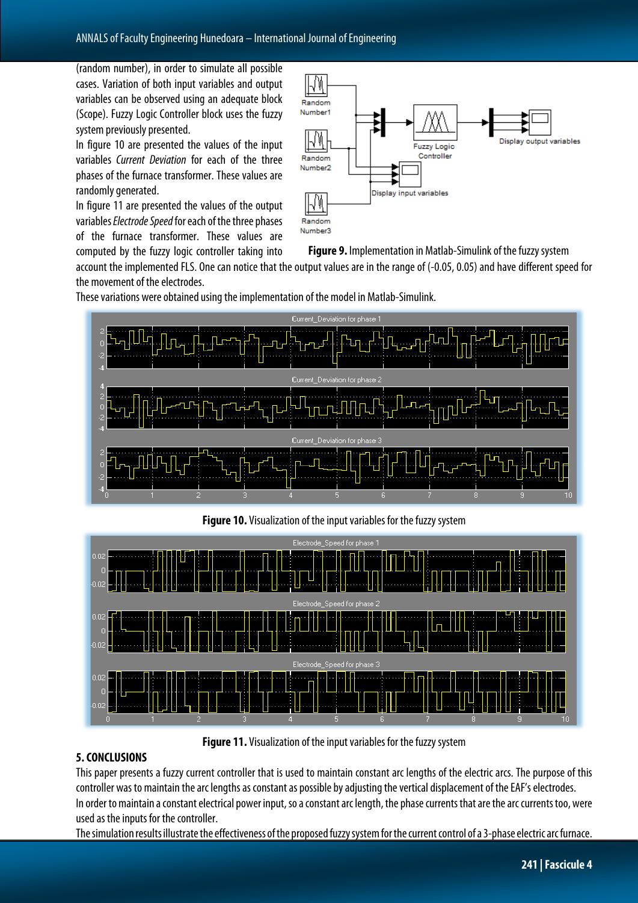(random number), in order to simulate all possible cases. Variation of both input variables and output variables can be observed using an adequate block (Scope). Fuzzy Logic Controller block uses the fuzzy system previously presented.

In figure 10 are presented the values of the input variables *Current Deviation* for each of the three phases of the furnace transformer. These values are randomly generated.

In figure 11 are presented the values of the output variables *Electrode Speed* for each of the three phases of the furnace transformer. These values are computed by the fuzzy logic controller taking into account the implemented FLS. One can notice that the output values are in the range of (-0.05, 0.05) and have different speed for the movement of the electrodes.

**Figure 9.** Implementation in Matlab-Simulink of the fuzzy system

These variations were obtained using the implementation of the model in Matlab-Simulink.

**Figure 10.** Visualization of the input variables for the fuzzy system

**Figure 11.** Visualization of the input variables for the fuzzy system

## 5. CONCLUSIONS

This paper presents a fuzzy current controller that is used to maintain constant arc lengths of the electric arcs. The purpose of this controller was to maintain the arc lengths as constant as possible by adjusting the vertical displacement of the EAF's electrodes.

In order to maintain a constant electrical power input, so a constant arc length, the phase currents that are the arc currents too, were used as the inputs for the controller.

The simulation results illustrate the effectiveness of the proposed fuzzy system for the current control of a 3-phase electric arc furnace.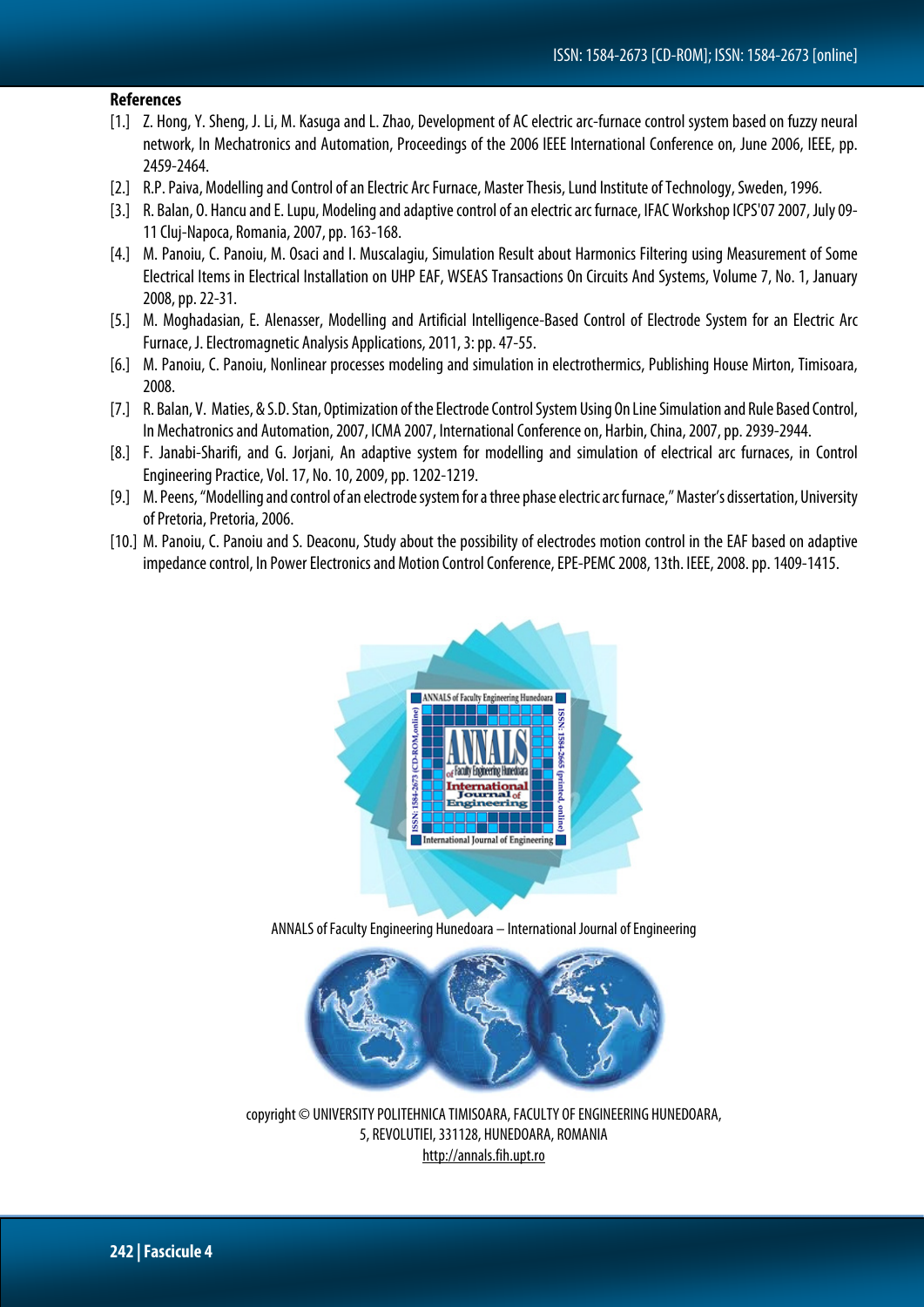**References**

[1.] Z. Hong, Y. Sheng, J. Li, M. Kasuga and L. Zhao, Development of AC electric arc-furnace control system based on fuzzy neural network, In Mechatronics and Automation, Proceedings of the 2006 IEEE International Conference on, June 2006, IEEE, pp. 2459-2464.

[2.] R.P. Paiva, Modelling and Control of an Electric Arc Furnace, Master Thesis, Lund Institute of Technology, Sweden, 1996.

[3.] R. Balan, O. Hancu and E. Lupu, Modeling and adaptive control of an electric arc furnace, IFAC Workshop ICPS'07 2007, July 09-11 Cluj-Napoca, Romania, 2007, pp. 163-168.

[4.] M. Panoiu, C. Panoiu, M. Osaci and I. Muscalagiu, Simulation Result about Harmonics Filtering using Measurement of Some Electrical Items in Electrical Installation on UHP EAF, WSEAS Transactions On Circuits And Systems, Volume 7, No. 1, January 2008, pp. 22-31.

[5.] M. Moghadasian, E. Alenasser, Modelling and Artificial Intelligence-Based Control of Electrode System for an Electric Arc Furnace, J. Electromagnetic Analysis Applications, 2011, 3: pp. 47-55.

[6.] M. Panoiu, C. Panoiu, Nonlinear processes modeling and simulation in electrothermics, Publishing House Mirton, Timisoara, 2008.

[7.] R. Balan, V. Maties, & S.D. Stan, Optimization of the Electrode Control System Using On Line Simulation and Rule Based Control, In Mechatronics and Automation, 2007, ICMA 2007, International Conference on, Harbin, China, 2007, pp. 2939-2944.

[8.] F. Janabi-Sharifi, and G. Jorjani, An adaptive system for modelling and simulation of electrical arc furnaces, in Control Engineering Practice, Vol. 17, No. 10, 2009, pp. 1202-1219.

[9.] M. Peens, "Modelling and control of an electrode system for a three phase electric arc furnace," Master's dissertation, University of Pretoria, Pretoria, 2006.

[10.] M. Panoiu, C. Panoiu and S. Deaconu, Study about the possibility of electrodes motion control in the EAF based on adaptive impedance control, In Power Electronics and Motion Control Conference, EPE-PEMC 2008, 13th. IEEE, 2008. pp. 1409-1415.

ANNALS of Faculty Engineering Hunedoara – International Journal of Engineering

copyright © UNIVERSITY POLITEHNICA TIMISOARA, FACULTY OF ENGINEERING HUNEDOARA,
5, REVOLUTIEI, 331128, HUNEDOARA, ROMANIA
http://annals.fih.upt.ro